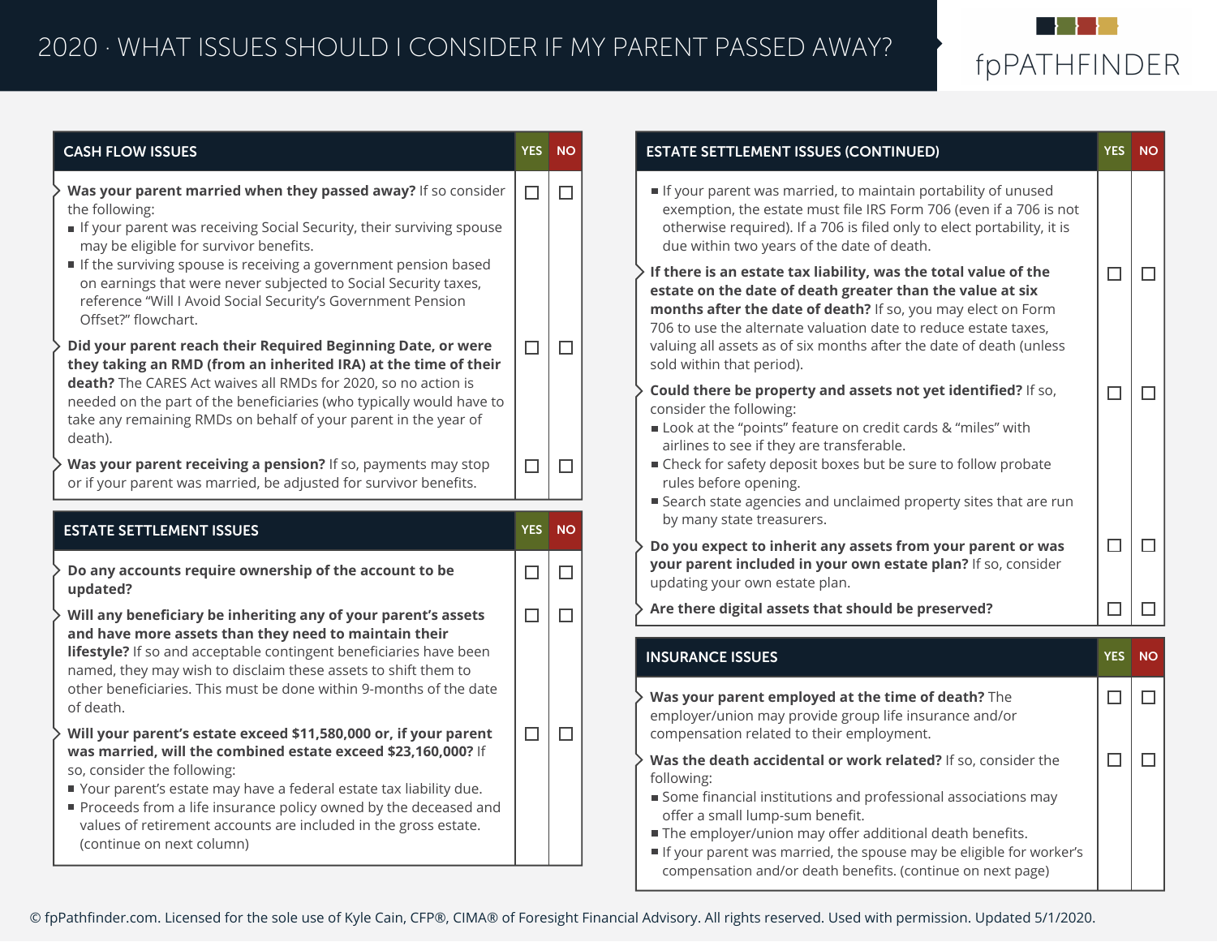# 2020 · WHAT ISSUES SHOULD I CONSIDER IF MY PARENT PASSED AWAY?

fpPATHFINDER

## CASH FLOW ISSUES

| | YES | NO |
|---|---|---|
| **Was your parent married when they passed away?** If so consider the following:<br>■ If your parent was receiving Social Security, their surviving spouse may be eligible for survivor benefits.<br>■ If the surviving spouse is receiving a government pension based on earnings that were never subjected to Social Security taxes, reference "Will I Avoid Social Security's Government Pension Offset?" flowchart. | ☐ | ☐ |
| **Did your parent reach their Required Beginning Date, or were they taking an RMD (from an inherited IRA) at the time of their death?** The CARES Act waives all RMDs for 2020, so no action is needed on the part of the beneficiaries (who typically would have to take any remaining RMDs on behalf of your parent in the year of death). | ☐ | ☐ |
| **Was your parent receiving a pension?** If so, payments may stop or if your parent was married, be adjusted for survivor benefits. | ☐ | ☐ |

## ESTATE SETTLEMENT ISSUES

| | YES | NO |
|---|---|---|
| **Do any accounts require ownership of the account to be updated?** | ☐ | ☐ |
| **Will any beneficiary be inheriting any of your parent's assets and have more assets than they need to maintain their lifestyle?** If so and acceptable contingent beneficiaries have been named, they may wish to disclaim these assets to shift them to other beneficiaries. This must be done within 9-months of the date of death. | ☐ | ☐ |
| **Will your parent's estate exceed $11,580,000 or, if your parent was married, will the combined estate exceed $23,160,000?** If so, consider the following:<br>■ Your parent's estate may have a federal estate tax liability due.<br>■ Proceeds from a life insurance policy owned by the deceased and values of retirement accounts are included in the gross estate. (continue on next column) | ☐ | ☐ |

## ESTATE SETTLEMENT ISSUES (CONTINUED)

| | YES | NO |
|---|---|---|
| ■ If your parent was married, to maintain portability of unused exemption, the estate must file IRS Form 706 (even if a 706 is not otherwise required). If a 706 is filed only to elect portability, it is due within two years of the date of death. | | |
| **If there is an estate tax liability, was the total value of the estate on the date of death greater than the value at six months after the date of death?** If so, you may elect on Form 706 to use the alternate valuation date to reduce estate taxes, valuing all assets as of six months after the date of death (unless sold within that period). | ☐ | ☐ |
| **Could there be property and assets not yet identified?** If so, consider the following:<br>■ Look at the "points" feature on credit cards & "miles" with airlines to see if they are transferable.<br>■ Check for safety deposit boxes but be sure to follow probate rules before opening.<br>■ Search state agencies and unclaimed property sites that are run by many state treasurers. | ☐ | ☐ |
| **Do you expect to inherit any assets from your parent or was your parent included in your own estate plan?** If so, consider updating your own estate plan. | ☐ | ☐ |
| **Are there digital assets that should be preserved?** | ☐ | ☐ |

## INSURANCE ISSUES

| | YES | NO |
|---|---|---|
| **Was your parent employed at the time of death?** The employer/union may provide group life insurance and/or compensation related to their employment. | ☐ | ☐ |
| **Was the death accidental or work related?** If so, consider the following:<br>■ Some financial institutions and professional associations may offer a small lump-sum benefit.<br>■ The employer/union may offer additional death benefits.<br>■ If your parent was married, the spouse may be eligible for worker's compensation and/or death benefits. (continue on next page) | ☐ | ☐ |

© fpPathfinder.com. Licensed for the sole use of Kyle Cain, CFP®, CIMA® of Foresight Financial Advisory. All rights reserved. Used with permission. Updated 5/1/2020.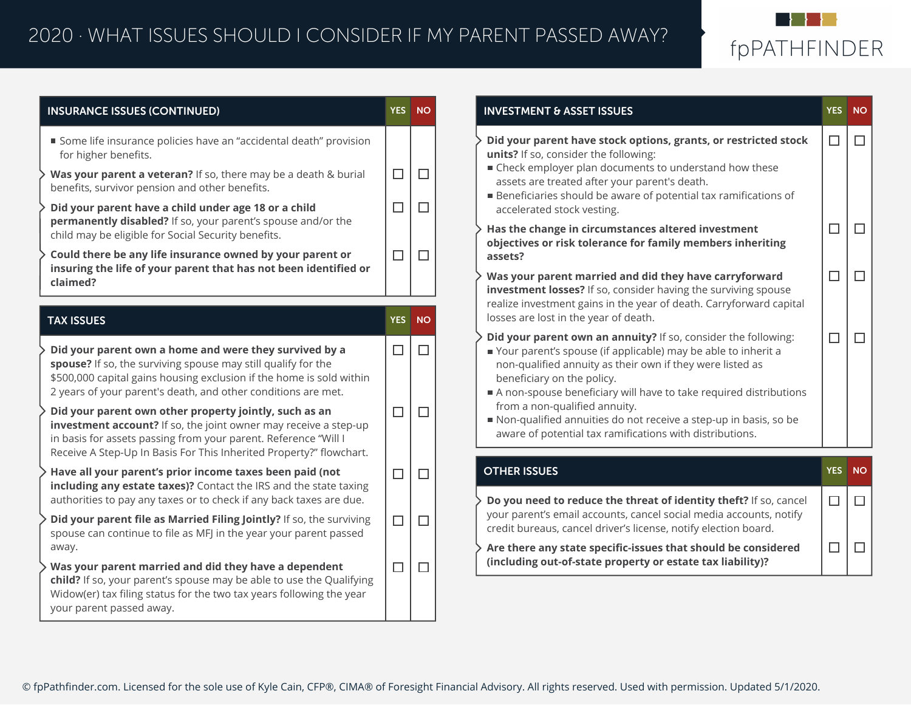# 2020 · WHAT ISSUES SHOULD I CONSIDER IF MY PARENT PASSED AWAY?

fpPATHFINDER

## INSURANCE ISSUES (CONTINUED)

| INSURANCE ISSUES (CONTINUED) | YES | NO |
|---|---|---|
| ■ Some life insurance policies have an "accidental death" provision for higher benefits. | | |
| **Was your parent a veteran?** If so, there may be a death & burial benefits, survivor pension and other benefits. | ☐ | ☐ |
| **Did your parent have a child under age 18 or a child permanently disabled?** If so, your parent's spouse and/or the child may be eligible for Social Security benefits. | ☐ | ☐ |
| **Could there be any life insurance owned by your parent or insuring the life of your parent that has not been identified or claimed?** | ☐ | ☐ |

## TAX ISSUES

| TAX ISSUES | YES | NO |
|---|---|---|
| **Did your parent own a home and were they survived by a spouse?** If so, the surviving spouse may still qualify for the $500,000 capital gains housing exclusion if the home is sold within 2 years of your parent's death, and other conditions are met. | ☐ | ☐ |
| **Did your parent own other property jointly, such as an investment account?** If so, the joint owner may receive a step-up in basis for assets passing from your parent. Reference "Will I Receive A Step-Up In Basis For This Inherited Property?" flowchart. | ☐ | ☐ |
| **Have all your parent's prior income taxes been paid (not including any estate taxes)?** Contact the IRS and the state taxing authorities to pay any taxes or to check if any back taxes are due. | ☐ | ☐ |
| **Did your parent file as Married Filing Jointly?** If so, the surviving spouse can continue to file as MFJ in the year your parent passed away. | ☐ | ☐ |
| **Was your parent married and did they have a dependent child?** If so, your parent's spouse may be able to use the Qualifying Widow(er) tax filing status for the two tax years following the year your parent passed away. | ☐ | ☐ |

## INVESTMENT & ASSET ISSUES

| INVESTMENT & ASSET ISSUES | YES | NO |
|---|---|---|
| **Did your parent have stock options, grants, or restricted stock units?** If so, consider the following:<br>■ Check employer plan documents to understand how these assets are treated after your parent's death.<br>■ Beneficiaries should be aware of potential tax ramifications of accelerated stock vesting. | ☐ | ☐ |
| **Has the change in circumstances altered investment objectives or risk tolerance for family members inheriting assets?** | ☐ | ☐ |
| **Was your parent married and did they have carryforward investment losses?** If so, consider having the surviving spouse realize investment gains in the year of death. Carryforward capital losses are lost in the year of death. | ☐ | ☐ |
| **Did your parent own an annuity?** If so, consider the following:<br>■ Your parent's spouse (if applicable) may be able to inherit a non-qualified annuity as their own if they were listed as beneficiary on the policy.<br>■ A non-spouse beneficiary will have to take required distributions from a non-qualified annuity.<br>■ Non-qualified annuities do not receive a step-up in basis, so be aware of potential tax ramifications with distributions. | ☐ | ☐ |

## OTHER ISSUES

| OTHER ISSUES | YES | NO |
|---|---|---|
| **Do you need to reduce the threat of identity theft?** If so, cancel your parent's email accounts, cancel social media accounts, notify credit bureaus, cancel driver's license, notify election board. | ☐ | ☐ |
| **Are there any state specific-issues that should be considered (including out-of-state property or estate tax liability)?** | ☐ | ☐ |

© fpPathfinder.com. Licensed for the sole use of Kyle Cain, CFP®, CIMA® of Foresight Financial Advisory. All rights reserved. Used with permission. Updated 5/1/2020.